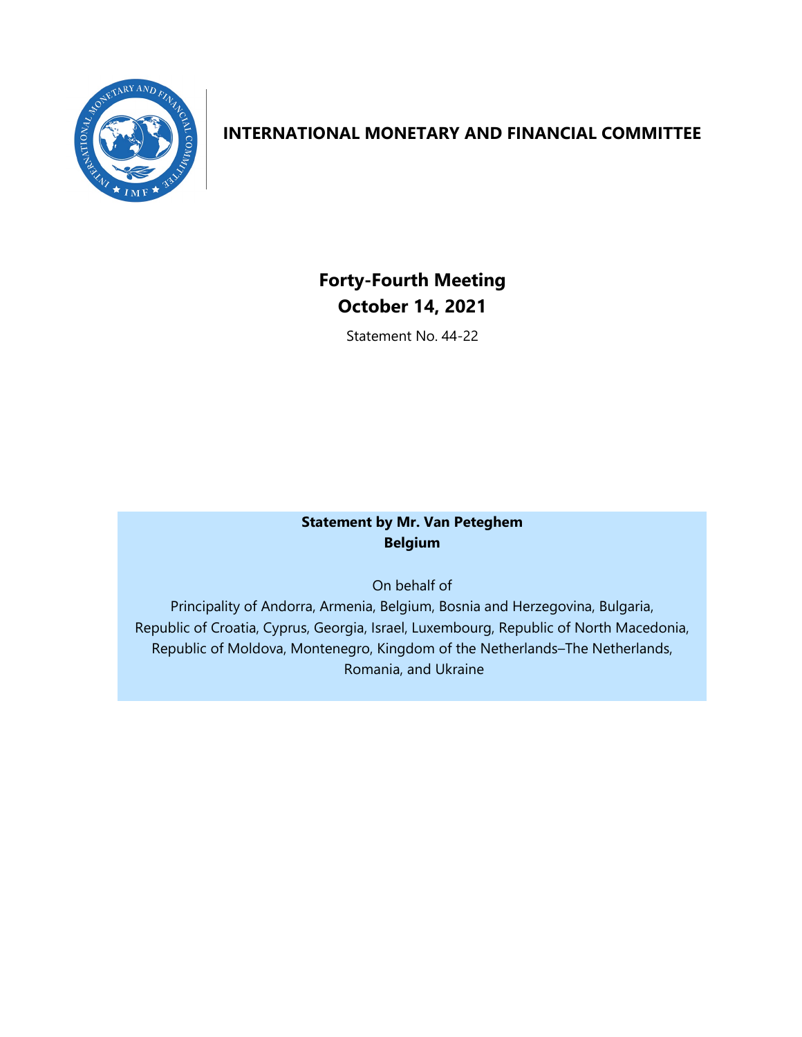# INTERNATIONAL MONETARY AND FINANCIAL COMMITTEE

## Forty-Fourth Meeting
## October 14, 2021

Statement No. 44-22

**Statement by Mr. Van Peteghem**
**Belgium**

On behalf of
Principality of Andorra, Armenia, Belgium, Bosnia and Herzegovina, Bulgaria, Republic of Croatia, Cyprus, Georgia, Israel, Luxembourg, Republic of North Macedonia, Republic of Moldova, Montenegro, Kingdom of the Netherlands–The Netherlands, Romania, and Ukraine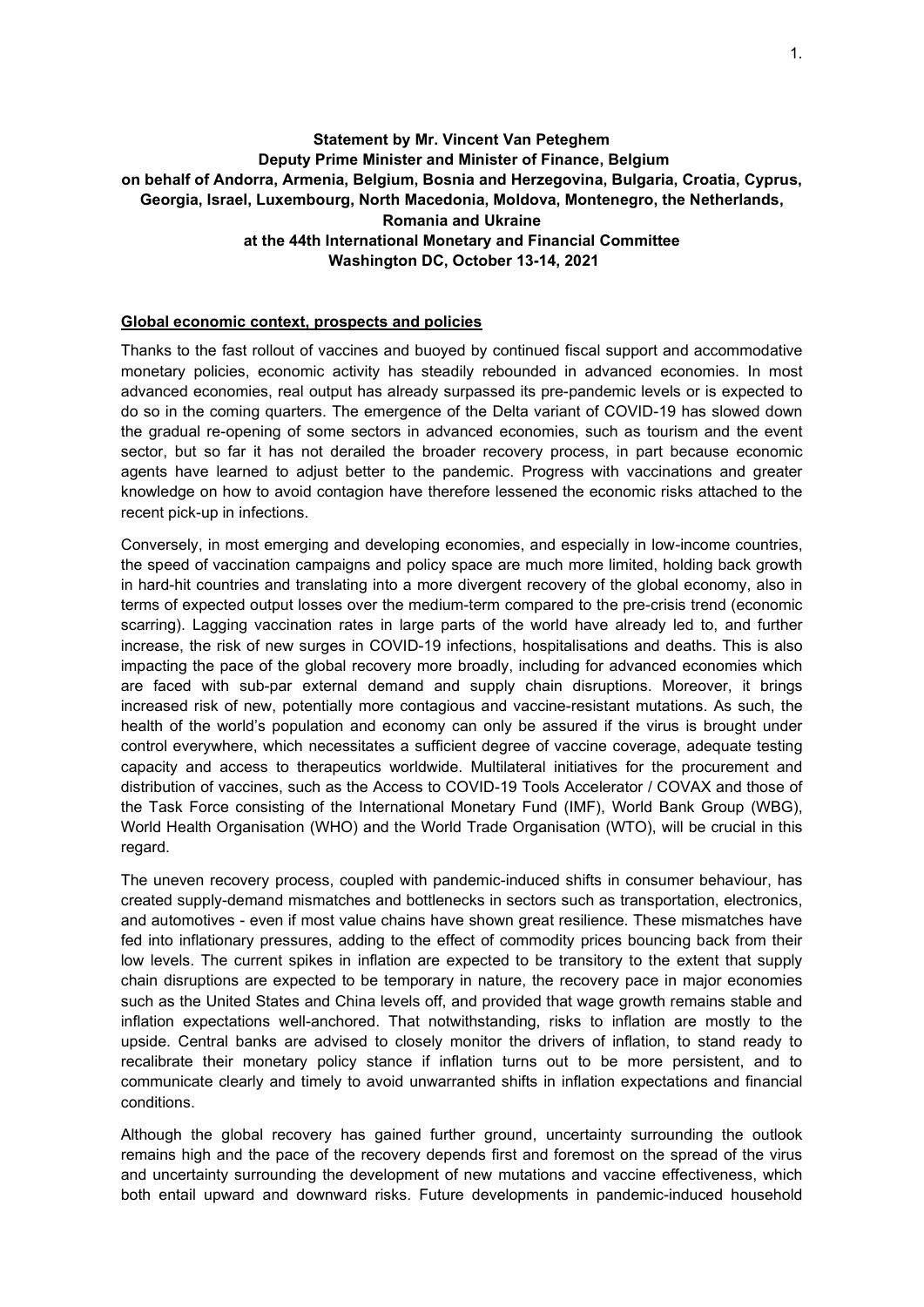**Statement by Mr. Vincent Van Peteghem**
**Deputy Prime Minister and Minister of Finance, Belgium**
**on behalf of Andorra, Armenia, Belgium, Bosnia and Herzegovina, Bulgaria, Croatia, Cyprus, Georgia, Israel, Luxembourg, North Macedonia, Moldova, Montenegro, the Netherlands, Romania and Ukraine**
**at the 44th International Monetary and Financial Committee**
**Washington DC, October 13-14, 2021**

## Global economic context, prospects and policies

Thanks to the fast rollout of vaccines and buoyed by continued fiscal support and accommodative monetary policies, economic activity has steadily rebounded in advanced economies. In most advanced economies, real output has already surpassed its pre-pandemic levels or is expected to do so in the coming quarters. The emergence of the Delta variant of COVID-19 has slowed down the gradual re-opening of some sectors in advanced economies, such as tourism and the event sector, but so far it has not derailed the broader recovery process, in part because economic agents have learned to adjust better to the pandemic. Progress with vaccinations and greater knowledge on how to avoid contagion have therefore lessened the economic risks attached to the recent pick-up in infections.

Conversely, in most emerging and developing economies, and especially in low-income countries, the speed of vaccination campaigns and policy space are much more limited, holding back growth in hard-hit countries and translating into a more divergent recovery of the global economy, also in terms of expected output losses over the medium-term compared to the pre-crisis trend (economic scarring). Lagging vaccination rates in large parts of the world have already led to, and further increase, the risk of new surges in COVID-19 infections, hospitalisations and deaths. This is also impacting the pace of the global recovery more broadly, including for advanced economies which are faced with sub-par external demand and supply chain disruptions. Moreover, it brings increased risk of new, potentially more contagious and vaccine-resistant mutations. As such, the health of the world's population and economy can only be assured if the virus is brought under control everywhere, which necessitates a sufficient degree of vaccine coverage, adequate testing capacity and access to therapeutics worldwide. Multilateral initiatives for the procurement and distribution of vaccines, such as the Access to COVID-19 Tools Accelerator / COVAX and those of the Task Force consisting of the International Monetary Fund (IMF), World Bank Group (WBG), World Health Organisation (WHO) and the World Trade Organisation (WTO), will be crucial in this regard.

The uneven recovery process, coupled with pandemic-induced shifts in consumer behaviour, has created supply-demand mismatches and bottlenecks in sectors such as transportation, electronics, and automotives - even if most value chains have shown great resilience. These mismatches have fed into inflationary pressures, adding to the effect of commodity prices bouncing back from their low levels. The current spikes in inflation are expected to be transitory to the extent that supply chain disruptions are expected to be temporary in nature, the recovery pace in major economies such as the United States and China levels off, and provided that wage growth remains stable and inflation expectations well-anchored. That notwithstanding, risks to inflation are mostly to the upside. Central banks are advised to closely monitor the drivers of inflation, to stand ready to recalibrate their monetary policy stance if inflation turns out to be more persistent, and to communicate clearly and timely to avoid unwarranted shifts in inflation expectations and financial conditions.

Although the global recovery has gained further ground, uncertainty surrounding the outlook remains high and the pace of the recovery depends first and foremost on the spread of the virus and uncertainty surrounding the development of new mutations and vaccine effectiveness, which both entail upward and downward risks. Future developments in pandemic-induced household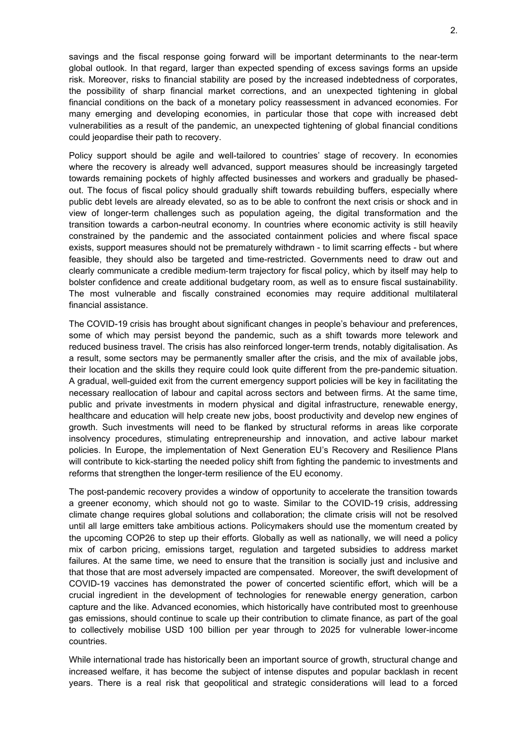savings and the fiscal response going forward will be important determinants to the near-term global outlook. In that regard, larger than expected spending of excess savings forms an upside risk. Moreover, risks to financial stability are posed by the increased indebtedness of corporates, the possibility of sharp financial market corrections, and an unexpected tightening in global financial conditions on the back of a monetary policy reassessment in advanced economies. For many emerging and developing economies, in particular those that cope with increased debt vulnerabilities as a result of the pandemic, an unexpected tightening of global financial conditions could jeopardise their path to recovery.

Policy support should be agile and well-tailored to countries' stage of recovery. In economies where the recovery is already well advanced, support measures should be increasingly targeted towards remaining pockets of highly affected businesses and workers and gradually be phased-out. The focus of fiscal policy should gradually shift towards rebuilding buffers, especially where public debt levels are already elevated, so as to be able to confront the next crisis or shock and in view of longer-term challenges such as population ageing, the digital transformation and the transition towards a carbon-neutral economy. In countries where economic activity is still heavily constrained by the pandemic and the associated containment policies and where fiscal space exists, support measures should not be prematurely withdrawn - to limit scarring effects - but where feasible, they should also be targeted and time-restricted. Governments need to draw out and clearly communicate a credible medium-term trajectory for fiscal policy, which by itself may help to bolster confidence and create additional budgetary room, as well as to ensure fiscal sustainability. The most vulnerable and fiscally constrained economies may require additional multilateral financial assistance.

The COVID-19 crisis has brought about significant changes in people's behaviour and preferences, some of which may persist beyond the pandemic, such as a shift towards more telework and reduced business travel. The crisis has also reinforced longer-term trends, notably digitalisation. As a result, some sectors may be permanently smaller after the crisis, and the mix of available jobs, their location and the skills they require could look quite different from the pre-pandemic situation. A gradual, well-guided exit from the current emergency support policies will be key in facilitating the necessary reallocation of labour and capital across sectors and between firms. At the same time, public and private investments in modern physical and digital infrastructure, renewable energy, healthcare and education will help create new jobs, boost productivity and develop new engines of growth. Such investments will need to be flanked by structural reforms in areas like corporate insolvency procedures, stimulating entrepreneurship and innovation, and active labour market policies. In Europe, the implementation of Next Generation EU's Recovery and Resilience Plans will contribute to kick-starting the needed policy shift from fighting the pandemic to investments and reforms that strengthen the longer-term resilience of the EU economy.

The post-pandemic recovery provides a window of opportunity to accelerate the transition towards a greener economy, which should not go to waste. Similar to the COVID-19 crisis, addressing climate change requires global solutions and collaboration; the climate crisis will not be resolved until all large emitters take ambitious actions. Policymakers should use the momentum created by the upcoming COP26 to step up their efforts. Globally as well as nationally, we will need a policy mix of carbon pricing, emissions target, regulation and targeted subsidies to address market failures. At the same time, we need to ensure that the transition is socially just and inclusive and that those that are most adversely impacted are compensated. Moreover, the swift development of COVID-19 vaccines has demonstrated the power of concerted scientific effort, which will be a crucial ingredient in the development of technologies for renewable energy generation, carbon capture and the like. Advanced economies, which historically have contributed most to greenhouse gas emissions, should continue to scale up their contribution to climate finance, as part of the goal to collectively mobilise USD 100 billion per year through to 2025 for vulnerable lower-income countries.

While international trade has historically been an important source of growth, structural change and increased welfare, it has become the subject of intense disputes and popular backlash in recent years. There is a real risk that geopolitical and strategic considerations will lead to a forced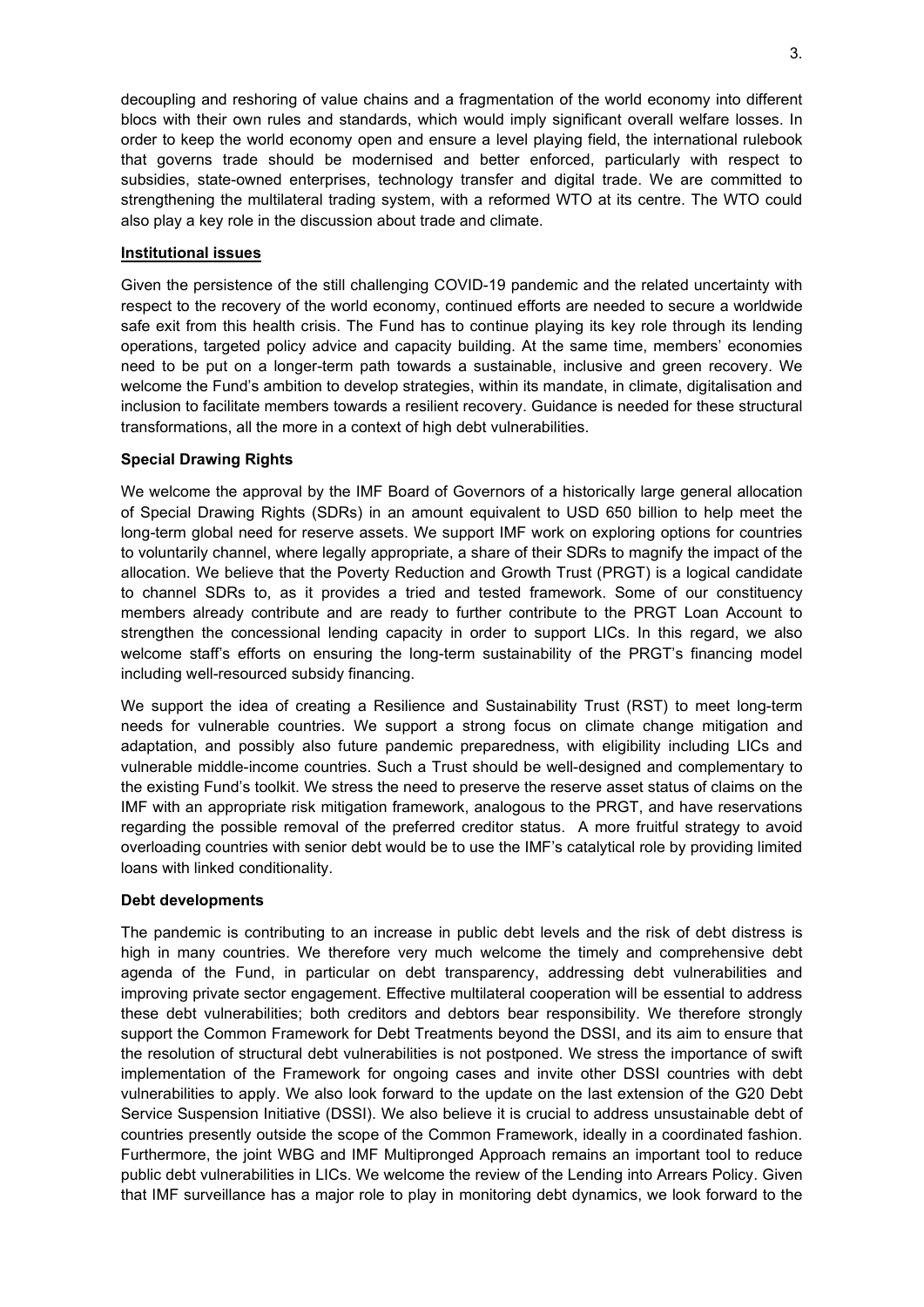decoupling and reshoring of value chains and a fragmentation of the world economy into different blocs with their own rules and standards, which would imply significant overall welfare losses. In order to keep the world economy open and ensure a level playing field, the international rulebook that governs trade should be modernised and better enforced, particularly with respect to subsidies, state-owned enterprises, technology transfer and digital trade. We are committed to strengthening the multilateral trading system, with a reformed WTO at its centre. The WTO could also play a key role in the discussion about trade and climate.

## Institutional issues

Given the persistence of the still challenging COVID-19 pandemic and the related uncertainty with respect to the recovery of the world economy, continued efforts are needed to secure a worldwide safe exit from this health crisis. The Fund has to continue playing its key role through its lending operations, targeted policy advice and capacity building. At the same time, members' economies need to be put on a longer-term path towards a sustainable, inclusive and green recovery. We welcome the Fund's ambition to develop strategies, within its mandate, in climate, digitalisation and inclusion to facilitate members towards a resilient recovery. Guidance is needed for these structural transformations, all the more in a context of high debt vulnerabilities.

### Special Drawing Rights

We welcome the approval by the IMF Board of Governors of a historically large general allocation of Special Drawing Rights (SDRs) in an amount equivalent to USD 650 billion to help meet the long-term global need for reserve assets. We support IMF work on exploring options for countries to voluntarily channel, where legally appropriate, a share of their SDRs to magnify the impact of the allocation. We believe that the Poverty Reduction and Growth Trust (PRGT) is a logical candidate to channel SDRs to, as it provides a tried and tested framework. Some of our constituency members already contribute and are ready to further contribute to the PRGT Loan Account to strengthen the concessional lending capacity in order to support LICs. In this regard, we also welcome staff's efforts on ensuring the long-term sustainability of the PRGT's financing model including well-resourced subsidy financing.

We support the idea of creating a Resilience and Sustainability Trust (RST) to meet long-term needs for vulnerable countries. We support a strong focus on climate change mitigation and adaptation, and possibly also future pandemic preparedness, with eligibility including LICs and vulnerable middle-income countries. Such a Trust should be well-designed and complementary to the existing Fund's toolkit. We stress the need to preserve the reserve asset status of claims on the IMF with an appropriate risk mitigation framework, analogous to the PRGT, and have reservations regarding the possible removal of the preferred creditor status. A more fruitful strategy to avoid overloading countries with senior debt would be to use the IMF's catalytical role by providing limited loans with linked conditionality.

### Debt developments

The pandemic is contributing to an increase in public debt levels and the risk of debt distress is high in many countries. We therefore very much welcome the timely and comprehensive debt agenda of the Fund, in particular on debt transparency, addressing debt vulnerabilities and improving private sector engagement. Effective multilateral cooperation will be essential to address these debt vulnerabilities; both creditors and debtors bear responsibility. We therefore strongly support the Common Framework for Debt Treatments beyond the DSSI, and its aim to ensure that the resolution of structural debt vulnerabilities is not postponed. We stress the importance of swift implementation of the Framework for ongoing cases and invite other DSSI countries with debt vulnerabilities to apply. We also look forward to the update on the last extension of the G20 Debt Service Suspension Initiative (DSSI). We also believe it is crucial to address unsustainable debt of countries presently outside the scope of the Common Framework, ideally in a coordinated fashion. Furthermore, the joint WBG and IMF Multipronged Approach remains an important tool to reduce public debt vulnerabilities in LICs. We welcome the review of the Lending into Arrears Policy. Given that IMF surveillance has a major role to play in monitoring debt dynamics, we look forward to the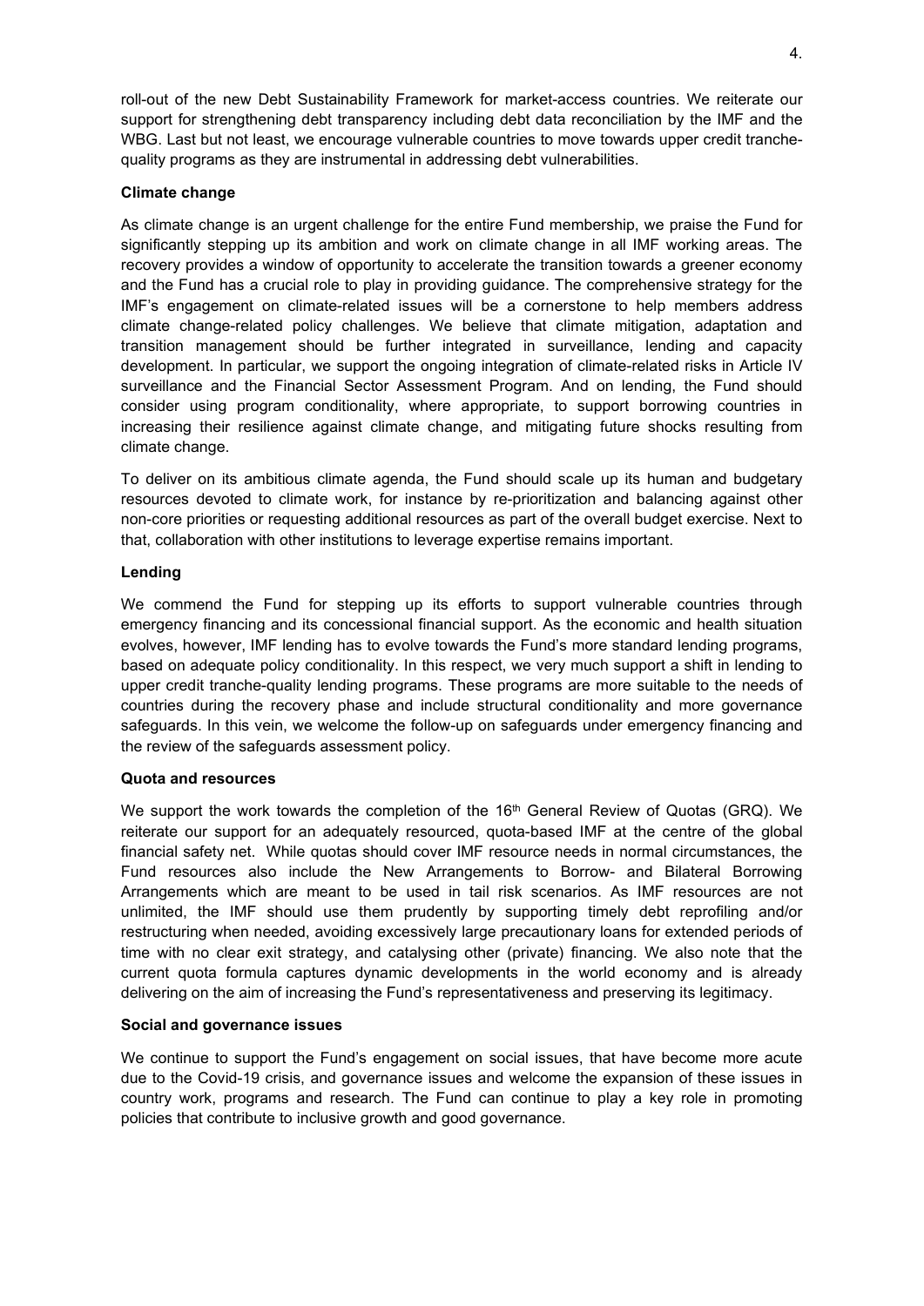roll-out of the new Debt Sustainability Framework for market-access countries. We reiterate our support for strengthening debt transparency including debt data reconciliation by the IMF and the WBG. Last but not least, we encourage vulnerable countries to move towards upper credit tranche-quality programs as they are instrumental in addressing debt vulnerabilities.

**Climate change**

As climate change is an urgent challenge for the entire Fund membership, we praise the Fund for significantly stepping up its ambition and work on climate change in all IMF working areas. The recovery provides a window of opportunity to accelerate the transition towards a greener economy and the Fund has a crucial role to play in providing guidance. The comprehensive strategy for the IMF's engagement on climate-related issues will be a cornerstone to help members address climate change-related policy challenges. We believe that climate mitigation, adaptation and transition management should be further integrated in surveillance, lending and capacity development. In particular, we support the ongoing integration of climate-related risks in Article IV surveillance and the Financial Sector Assessment Program. And on lending, the Fund should consider using program conditionality, where appropriate, to support borrowing countries in increasing their resilience against climate change, and mitigating future shocks resulting from climate change.

To deliver on its ambitious climate agenda, the Fund should scale up its human and budgetary resources devoted to climate work, for instance by re-prioritization and balancing against other non-core priorities or requesting additional resources as part of the overall budget exercise. Next to that, collaboration with other institutions to leverage expertise remains important.

**Lending**

We commend the Fund for stepping up its efforts to support vulnerable countries through emergency financing and its concessional financial support. As the economic and health situation evolves, however, IMF lending has to evolve towards the Fund's more standard lending programs, based on adequate policy conditionality. In this respect, we very much support a shift in lending to upper credit tranche-quality lending programs. These programs are more suitable to the needs of countries during the recovery phase and include structural conditionality and more governance safeguards. In this vein, we welcome the follow-up on safeguards under emergency financing and the review of the safeguards assessment policy.

**Quota and resources**

We support the work towards the completion of the 16th General Review of Quotas (GRQ). We reiterate our support for an adequately resourced, quota-based IMF at the centre of the global financial safety net. While quotas should cover IMF resource needs in normal circumstances, the Fund resources also include the New Arrangements to Borrow- and Bilateral Borrowing Arrangements which are meant to be used in tail risk scenarios. As IMF resources are not unlimited, the IMF should use them prudently by supporting timely debt reprofiling and/or restructuring when needed, avoiding excessively large precautionary loans for extended periods of time with no clear exit strategy, and catalysing other (private) financing. We also note that the current quota formula captures dynamic developments in the world economy and is already delivering on the aim of increasing the Fund's representativeness and preserving its legitimacy.

**Social and governance issues**

We continue to support the Fund's engagement on social issues, that have become more acute due to the Covid-19 crisis, and governance issues and welcome the expansion of these issues in country work, programs and research. The Fund can continue to play a key role in promoting policies that contribute to inclusive growth and good governance.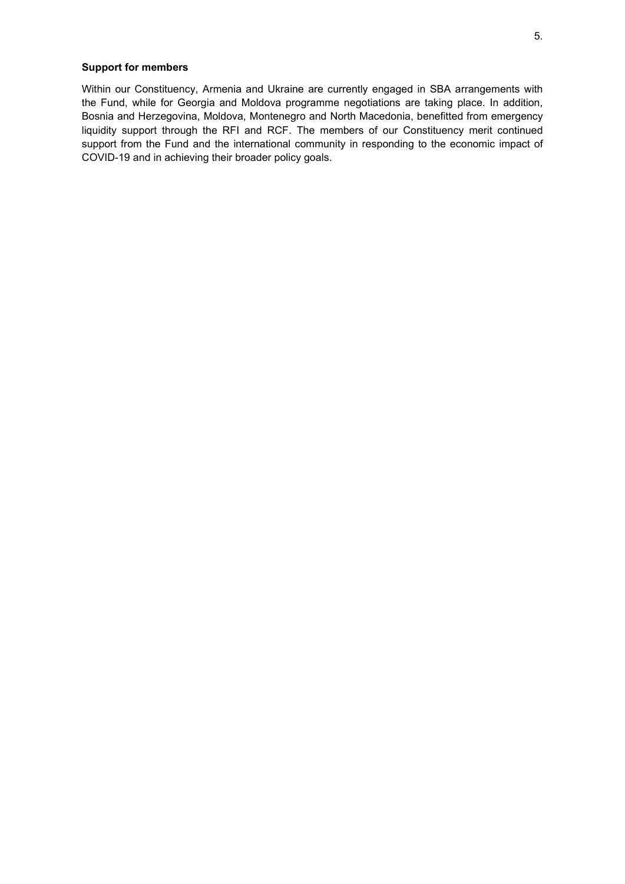**Support for members**

Within our Constituency, Armenia and Ukraine are currently engaged in SBA arrangements with the Fund, while for Georgia and Moldova programme negotiations are taking place. In addition, Bosnia and Herzegovina, Moldova, Montenegro and North Macedonia, benefitted from emergency liquidity support through the RFI and RCF. The members of our Constituency merit continued support from the Fund and the international community in responding to the economic impact of COVID-19 and in achieving their broader policy goals.